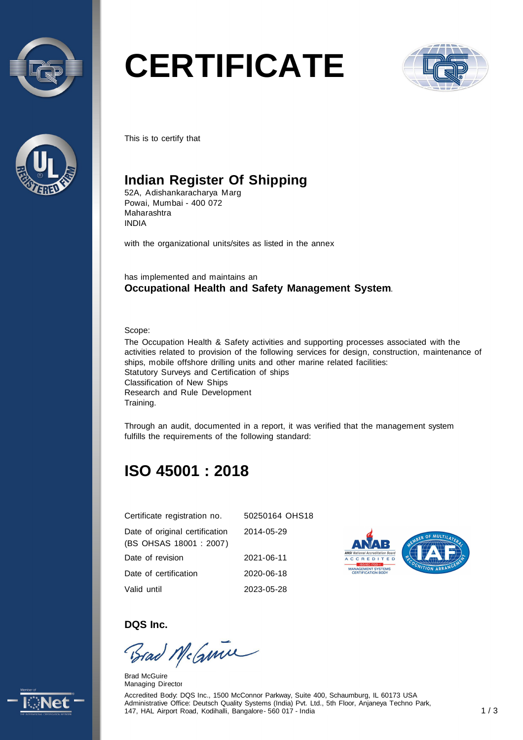# CERTIFICATE

This is to certify that

## Indian Register Of Shipping

52A, Adishankaracharya Marg
Powai, Mumbai - 400 072
Maharashtra
INDIA

with the organizational units/sites as listed in the annex

has implemented and maintains an
**Occupational Health and Safety Management System**.

Scope:
The Occupation Health & Safety activities and supporting processes associated with the activities related to provision of the following services for design, construction, maintenance of ships, mobile offshore drilling units and other marine related facilities:
Statutory Surveys and Certification of ships
Classification of New Ships
Research and Rule Development
Training.

Through an audit, documented in a report, it was verified that the management system fulfills the requirements of the following standard:

## ISO 45001 : 2018

| | |
|---|---|
| Certificate registration no. | 50250164 OHS18 |
| Date of original certification (BS OHSAS 18001 : 2007) | 2014-05-29 |
| Date of revision | 2021-06-11 |
| Date of certification | 2020-06-18 |
| Valid until | 2023-05-28 |

**DQS Inc.**

Brad McGuire
Managing Director

Accredited Body: DQS Inc., 1500 McConnor Parkway, Suite 400, Schaumburg, IL 60173 USA
Administrative Office: Deutsch Quality Systems (India) Pvt. Ltd., 5th Floor, Anjaneya Techno Park, 147, HAL Airport Road, Kodihalli, Bangalore- 560 017 - India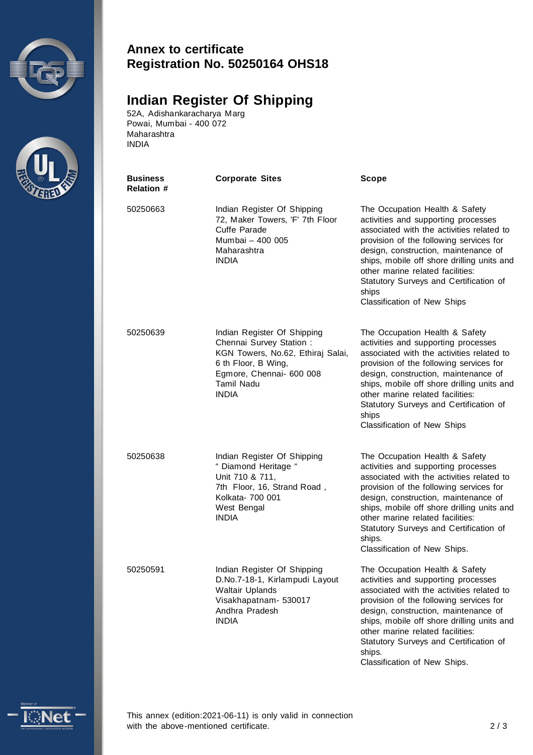**Annex to certificate**
**Registration No. 50250164 OHS18**

# Indian Register Of Shipping

52A, Adishankaracharya Marg
Powai, Mumbai - 400 072
Maharashtra
INDIA

| Business Relation # | Corporate Sites | Scope |
|---|---|---|
| 50250663 | Indian Register Of Shipping<br>72, Maker Towers, 'F' 7th Floor<br>Cuffe Parade<br>Mumbai – 400 005<br>Maharashtra<br>INDIA | The Occupation Health & Safety activities and supporting processes associated with the activities related to provision of the following services for design, construction, maintenance of ships, mobile off shore drilling units and other marine related facilities:<br>Statutory Surveys and Certification of ships<br>Classification of New Ships |
| 50250639 | Indian Register Of Shipping<br>Chennai Survey Station :<br>KGN Towers, No.62, Ethiraj Salai,<br>6 th Floor, B Wing,<br>Egmore, Chennai- 600 008<br>Tamil Nadu<br>INDIA | The Occupation Health & Safety activities and supporting processes associated with the activities related to provision of the following services for design, construction, maintenance of ships, mobile off shore drilling units and other marine related facilities:<br>Statutory Surveys and Certification of ships<br>Classification of New Ships |
| 50250638 | Indian Register Of Shipping<br>" Diamond Heritage "<br>Unit 710 & 711,<br>7th Floor, 16, Strand Road ,<br>Kolkata- 700 001<br>West Bengal<br>INDIA | The Occupation Health & Safety activities and supporting processes associated with the activities related to provision of the following services for design, construction, maintenance of ships, mobile off shore drilling units and other marine related facilities:<br>Statutory Surveys and Certification of ships.<br>Classification of New Ships. |
| 50250591 | Indian Register Of Shipping<br>D.No.7-18-1, Kirlampudi Layout<br>Waltair Uplands<br>Visakhapatnam- 530017<br>Andhra Pradesh<br>INDIA | The Occupation Health & Safety activities and supporting processes associated with the activities related to provision of the following services for design, construction, maintenance of ships, mobile off shore drilling units and other marine related facilities:<br>Statutory Surveys and Certification of ships.<br>Classification of New Ships. |

This annex (edition:2021-06-11) is only valid in connection with the above-mentioned certificate.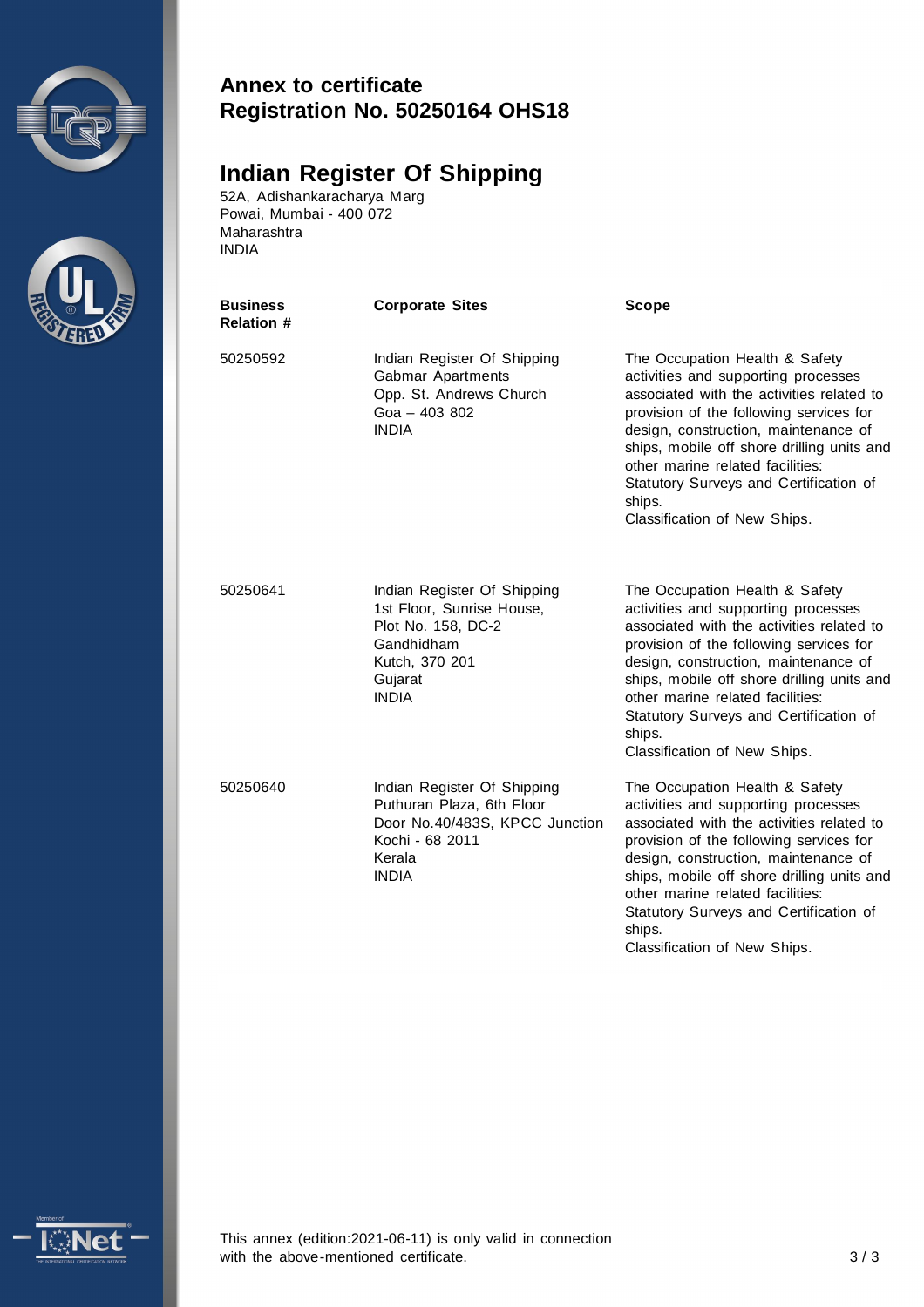## Annex to certificate
## Registration No. 50250164 OHS18

# Indian Register Of Shipping

52A, Adishankaracharya Marg
Powai, Mumbai - 400 072
Maharashtra
INDIA

| Business Relation # | Corporate Sites | Scope |
|---|---|---|
| 50250592 | Indian Register Of Shipping<br>Gabmar Apartments<br>Opp. St. Andrews Church<br>Goa – 403 802<br>INDIA | The Occupation Health & Safety activities and supporting processes associated with the activities related to provision of the following services for design, construction, maintenance of ships, mobile off shore drilling units and other marine related facilities:<br>Statutory Surveys and Certification of ships.<br>Classification of New Ships. |
| 50250641 | Indian Register Of Shipping<br>1st Floor, Sunrise House,<br>Plot No. 158, DC-2<br>Gandhidham<br>Kutch, 370 201<br>Gujarat<br>INDIA | The Occupation Health & Safety activities and supporting processes associated with the activities related to provision of the following services for design, construction, maintenance of ships, mobile off shore drilling units and other marine related facilities:<br>Statutory Surveys and Certification of ships.<br>Classification of New Ships. |
| 50250640 | Indian Register Of Shipping<br>Puthuran Plaza, 6th Floor<br>Door No.40/483S, KPCC Junction<br>Kochi - 68 2011<br>Kerala<br>INDIA | The Occupation Health & Safety activities and supporting processes associated with the activities related to provision of the following services for design, construction, maintenance of ships, mobile off shore drilling units and other marine related facilities:<br>Statutory Surveys and Certification of ships.<br>Classification of New Ships. |

This annex (edition:2021-06-11) is only valid in connection with the above-mentioned certificate.